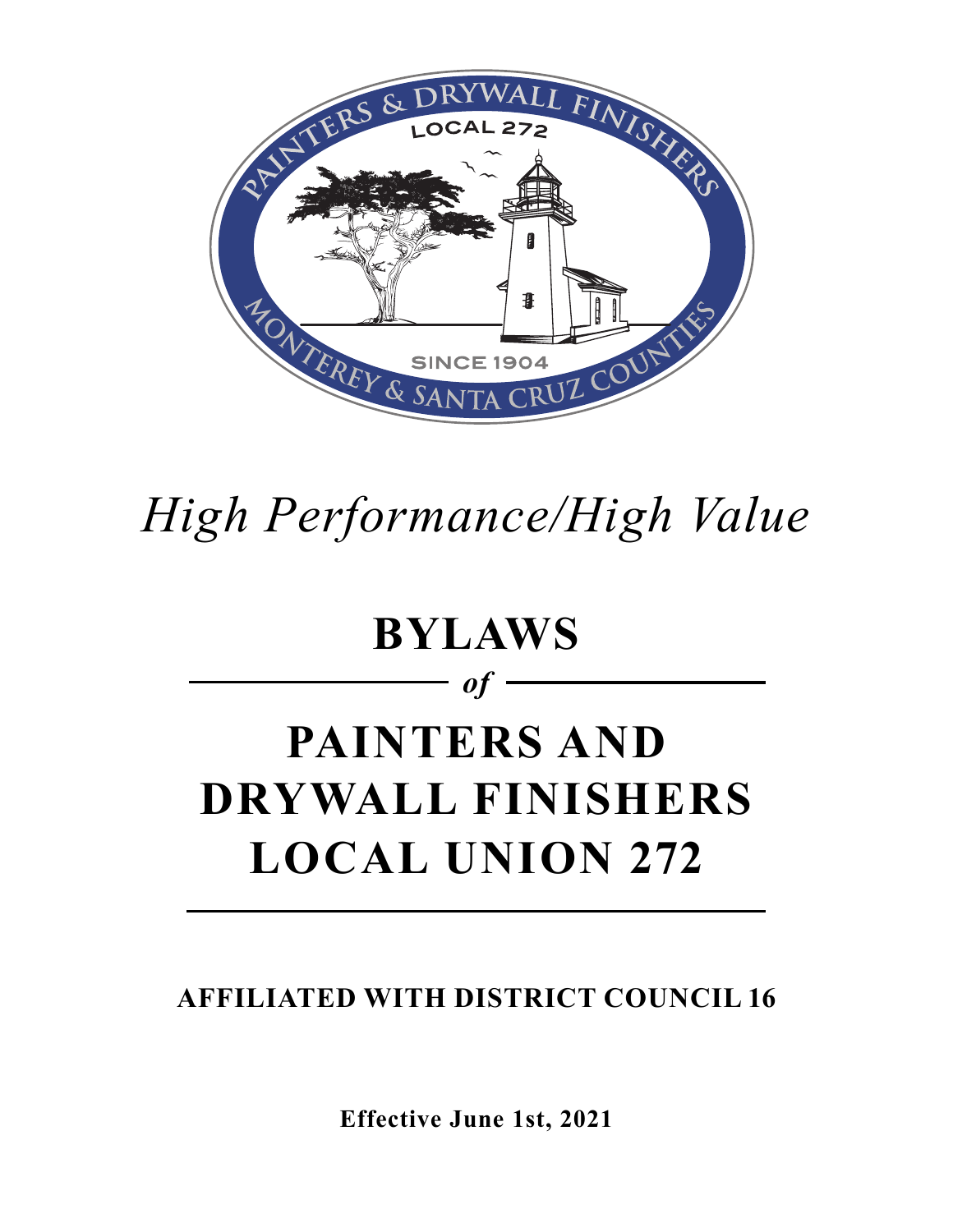PAINTERS & DRYWALL FINISHERS

LOCAL 272

MONTEREY & SANTA CRUZ COUNTIES

SINCE 1904

*High Performance/High Value*

# BYLAWS

***of***

# PAINTERS AND DRYWALL FINISHERS LOCAL UNION 272

**AFFILIATED WITH DISTRICT COUNCIL 16**

**Effective June 1st, 2021**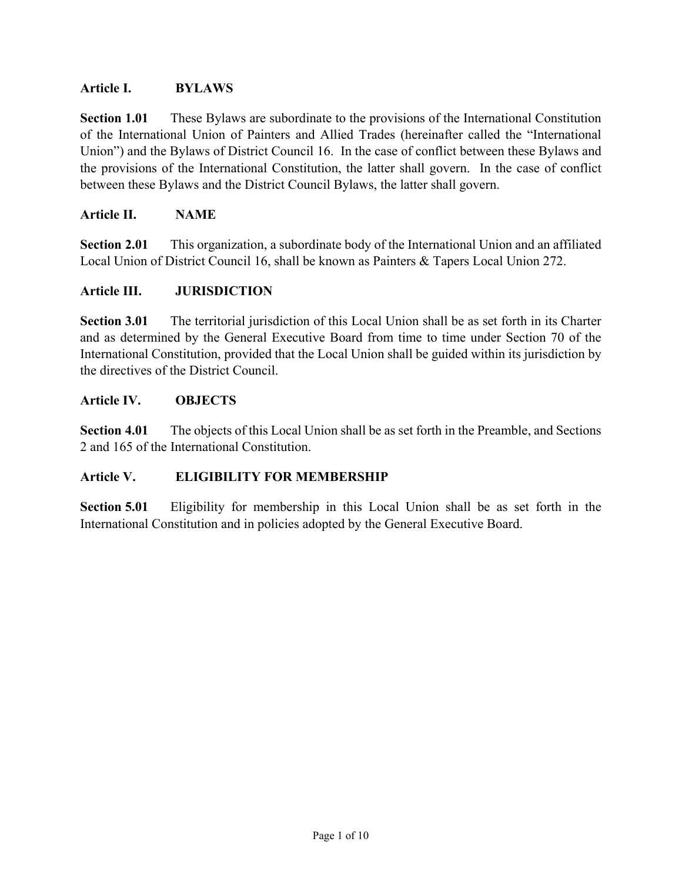## Article I. BYLAWS

**Section 1.01** These Bylaws are subordinate to the provisions of the International Constitution of the International Union of Painters and Allied Trades (hereinafter called the "International Union") and the Bylaws of District Council 16. In the case of conflict between these Bylaws and the provisions of the International Constitution, the latter shall govern. In the case of conflict between these Bylaws and the District Council Bylaws, the latter shall govern.

## Article II. NAME

**Section 2.01** This organization, a subordinate body of the International Union and an affiliated Local Union of District Council 16, shall be known as Painters & Tapers Local Union 272.

## Article III. JURISDICTION

**Section 3.01** The territorial jurisdiction of this Local Union shall be as set forth in its Charter and as determined by the General Executive Board from time to time under Section 70 of the International Constitution, provided that the Local Union shall be guided within its jurisdiction by the directives of the District Council.

## Article IV. OBJECTS

**Section 4.01** The objects of this Local Union shall be as set forth in the Preamble, and Sections 2 and 165 of the International Constitution.

## Article V. ELIGIBILITY FOR MEMBERSHIP

**Section 5.01** Eligibility for membership in this Local Union shall be as set forth in the International Constitution and in policies adopted by the General Executive Board.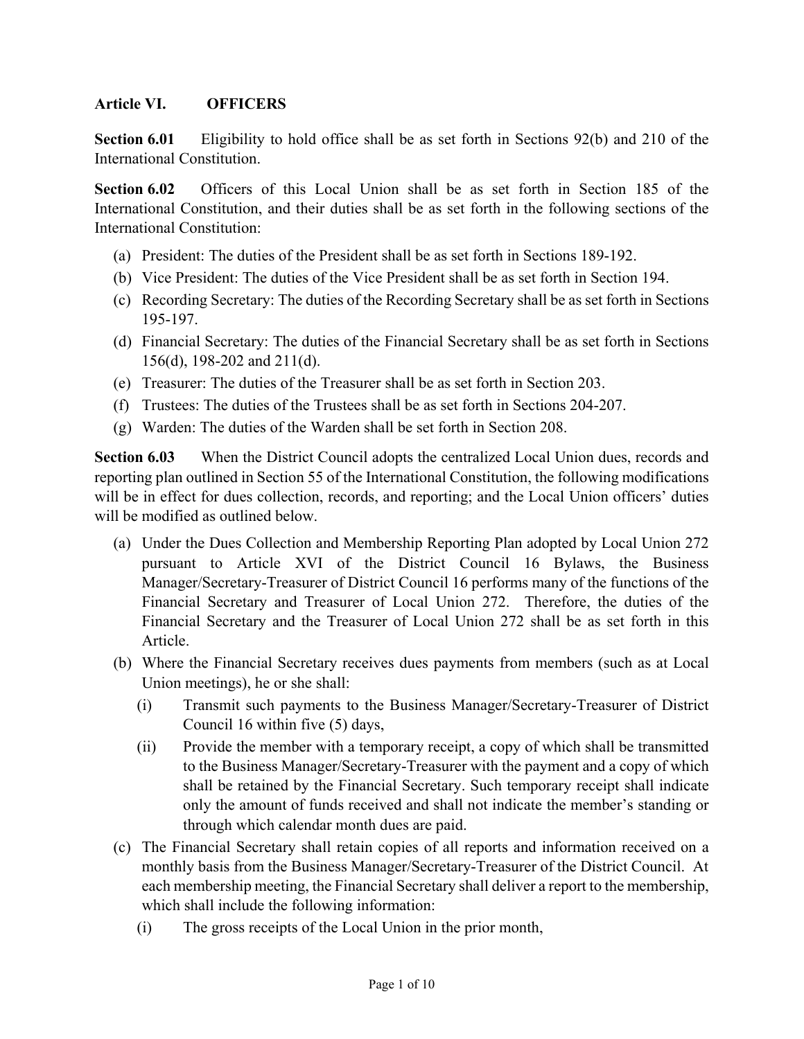## Article VI. OFFICERS

**Section 6.01** Eligibility to hold office shall be as set forth in Sections 92(b) and 210 of the International Constitution.

**Section 6.02** Officers of this Local Union shall be as set forth in Section 185 of the International Constitution, and their duties shall be as set forth in the following sections of the International Constitution:

(a) President: The duties of the President shall be as set forth in Sections 189-192.
(b) Vice President: The duties of the Vice President shall be as set forth in Section 194.
(c) Recording Secretary: The duties of the Recording Secretary shall be as set forth in Sections 195-197.
(d) Financial Secretary: The duties of the Financial Secretary shall be as set forth in Sections 156(d), 198-202 and 211(d).
(e) Treasurer: The duties of the Treasurer shall be as set forth in Section 203.
(f) Trustees: The duties of the Trustees shall be as set forth in Sections 204-207.
(g) Warden: The duties of the Warden shall be set forth in Section 208.

**Section 6.03** When the District Council adopts the centralized Local Union dues, records and reporting plan outlined in Section 55 of the International Constitution, the following modifications will be in effect for dues collection, records, and reporting; and the Local Union officers' duties will be modified as outlined below.

(a) Under the Dues Collection and Membership Reporting Plan adopted by Local Union 272 pursuant to Article XVI of the District Council 16 Bylaws, the Business Manager/Secretary-Treasurer of District Council 16 performs many of the functions of the Financial Secretary and Treasurer of Local Union 272. Therefore, the duties of the Financial Secretary and the Treasurer of Local Union 272 shall be as set forth in this Article.
(b) Where the Financial Secretary receives dues payments from members (such as at Local Union meetings), he or she shall:
    (i) Transmit such payments to the Business Manager/Secretary-Treasurer of District Council 16 within five (5) days,
    (ii) Provide the member with a temporary receipt, a copy of which shall be transmitted to the Business Manager/Secretary-Treasurer with the payment and a copy of which shall be retained by the Financial Secretary. Such temporary receipt shall indicate only the amount of funds received and shall not indicate the member's standing or through which calendar month dues are paid.
(c) The Financial Secretary shall retain copies of all reports and information received on a monthly basis from the Business Manager/Secretary-Treasurer of the District Council. At each membership meeting, the Financial Secretary shall deliver a report to the membership, which shall include the following information:
    (i) The gross receipts of the Local Union in the prior month,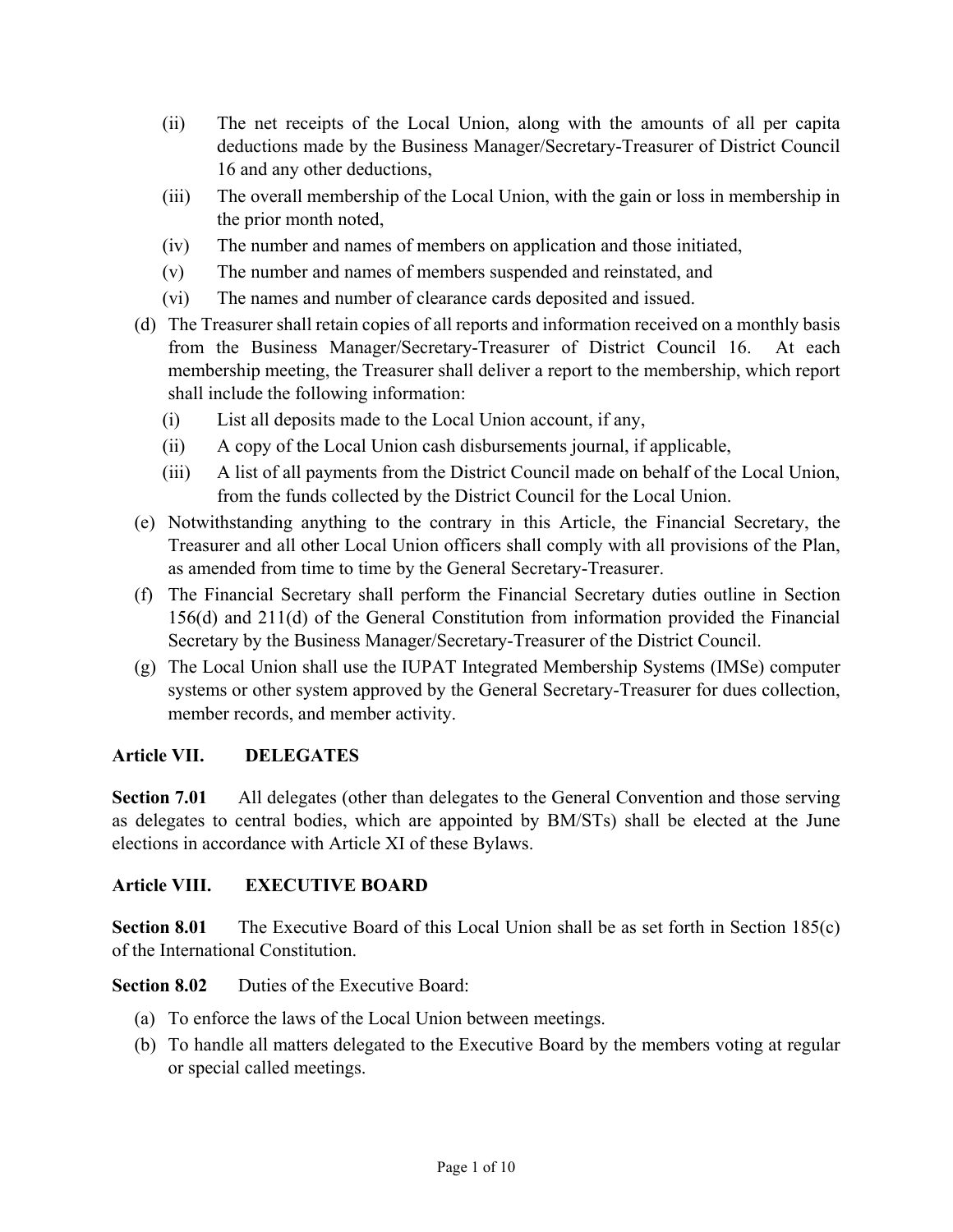(ii) The net receipts of the Local Union, along with the amounts of all per capita deductions made by the Business Manager/Secretary-Treasurer of District Council 16 and any other deductions,

(iii) The overall membership of the Local Union, with the gain or loss in membership in the prior month noted,

(iv) The number and names of members on application and those initiated,

(v) The number and names of members suspended and reinstated, and

(vi) The names and number of clearance cards deposited and issued.

(d) The Treasurer shall retain copies of all reports and information received on a monthly basis from the Business Manager/Secretary-Treasurer of District Council 16. At each membership meeting, the Treasurer shall deliver a report to the membership, which report shall include the following information:

(i) List all deposits made to the Local Union account, if any,

(ii) A copy of the Local Union cash disbursements journal, if applicable,

(iii) A list of all payments from the District Council made on behalf of the Local Union, from the funds collected by the District Council for the Local Union.

(e) Notwithstanding anything to the contrary in this Article, the Financial Secretary, the Treasurer and all other Local Union officers shall comply with all provisions of the Plan, as amended from time to time by the General Secretary-Treasurer.

(f) The Financial Secretary shall perform the Financial Secretary duties outline in Section 156(d) and 211(d) of the General Constitution from information provided the Financial Secretary by the Business Manager/Secretary-Treasurer of the District Council.

(g) The Local Union shall use the IUPAT Integrated Membership Systems (IMSe) computer systems or other system approved by the General Secretary-Treasurer for dues collection, member records, and member activity.

## Article VII. DELEGATES

**Section 7.01** All delegates (other than delegates to the General Convention and those serving as delegates to central bodies, which are appointed by BM/STs) shall be elected at the June elections in accordance with Article XI of these Bylaws.

## Article VIII. EXECUTIVE BOARD

**Section 8.01** The Executive Board of this Local Union shall be as set forth in Section 185(c) of the International Constitution.

**Section 8.02** Duties of the Executive Board:

(a) To enforce the laws of the Local Union between meetings.

(b) To handle all matters delegated to the Executive Board by the members voting at regular or special called meetings.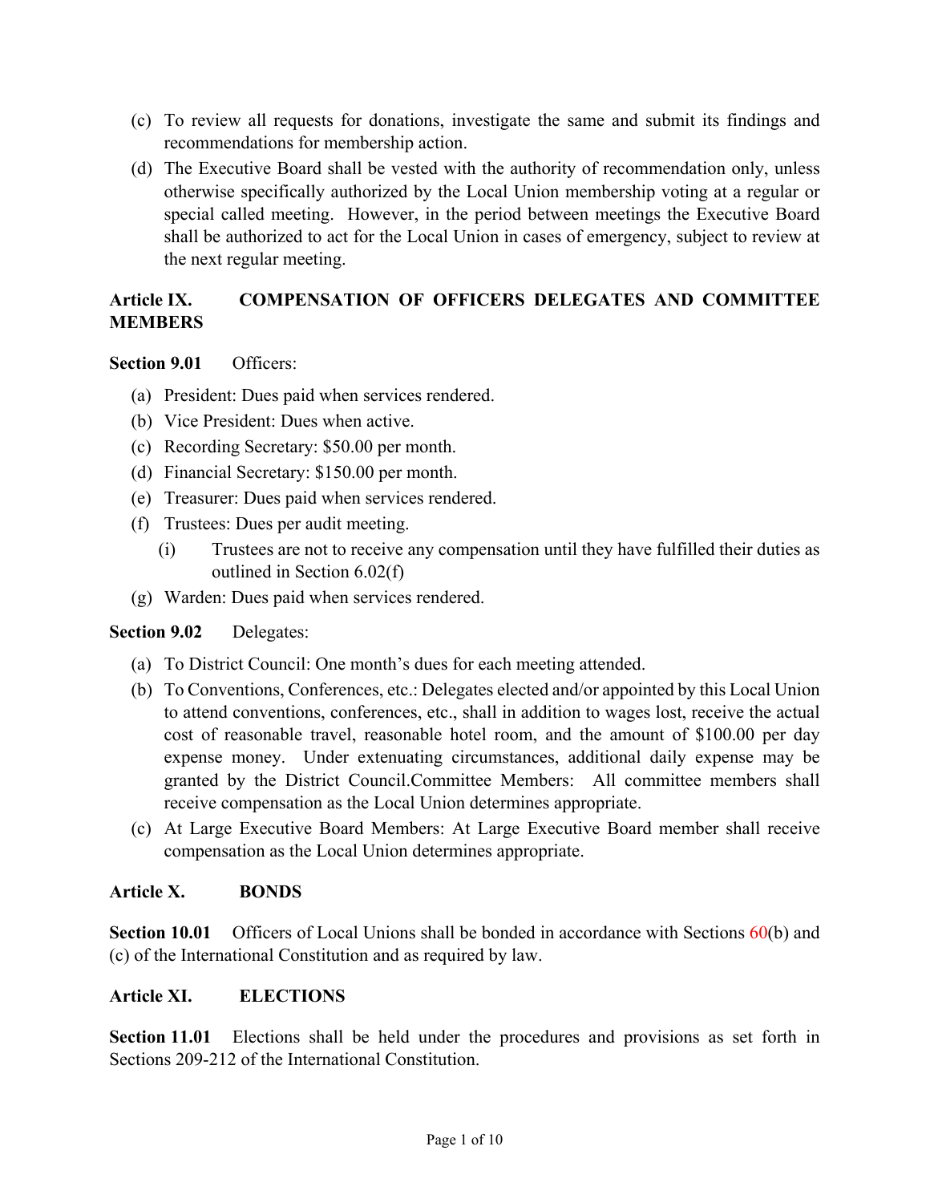(c) To review all requests for donations, investigate the same and submit its findings and recommendations for membership action.

(d) The Executive Board shall be vested with the authority of recommendation only, unless otherwise specifically authorized by the Local Union membership voting at a regular or special called meeting. However, in the period between meetings the Executive Board shall be authorized to act for the Local Union in cases of emergency, subject to review at the next regular meeting.

## Article IX. COMPENSATION OF OFFICERS DELEGATES AND COMMITTEE MEMBERS

**Section 9.01** Officers:

(a) President: Dues paid when services rendered.

(b) Vice President: Dues when active.

(c) Recording Secretary: $50.00 per month.

(d) Financial Secretary: $150.00 per month.

(e) Treasurer: Dues paid when services rendered.

(f) Trustees: Dues per audit meeting.

  (i) Trustees are not to receive any compensation until they have fulfilled their duties as outlined in Section 6.02(f)

(g) Warden: Dues paid when services rendered.

**Section 9.02** Delegates:

(a) To District Council: One month's dues for each meeting attended.

(b) To Conventions, Conferences, etc.: Delegates elected and/or appointed by this Local Union to attend conventions, conferences, etc., shall in addition to wages lost, receive the actual cost of reasonable travel, reasonable hotel room, and the amount of $100.00 per day expense money. Under extenuating circumstances, additional daily expense may be granted by the District Council.Committee Members: All committee members shall receive compensation as the Local Union determines appropriate.

(c) At Large Executive Board Members: At Large Executive Board member shall receive compensation as the Local Union determines appropriate.

## Article X. BONDS

**Section 10.01** Officers of Local Unions shall be bonded in accordance with Sections 60(b) and (c) of the International Constitution and as required by law.

## Article XI. ELECTIONS

**Section 11.01** Elections shall be held under the procedures and provisions as set forth in Sections 209-212 of the International Constitution.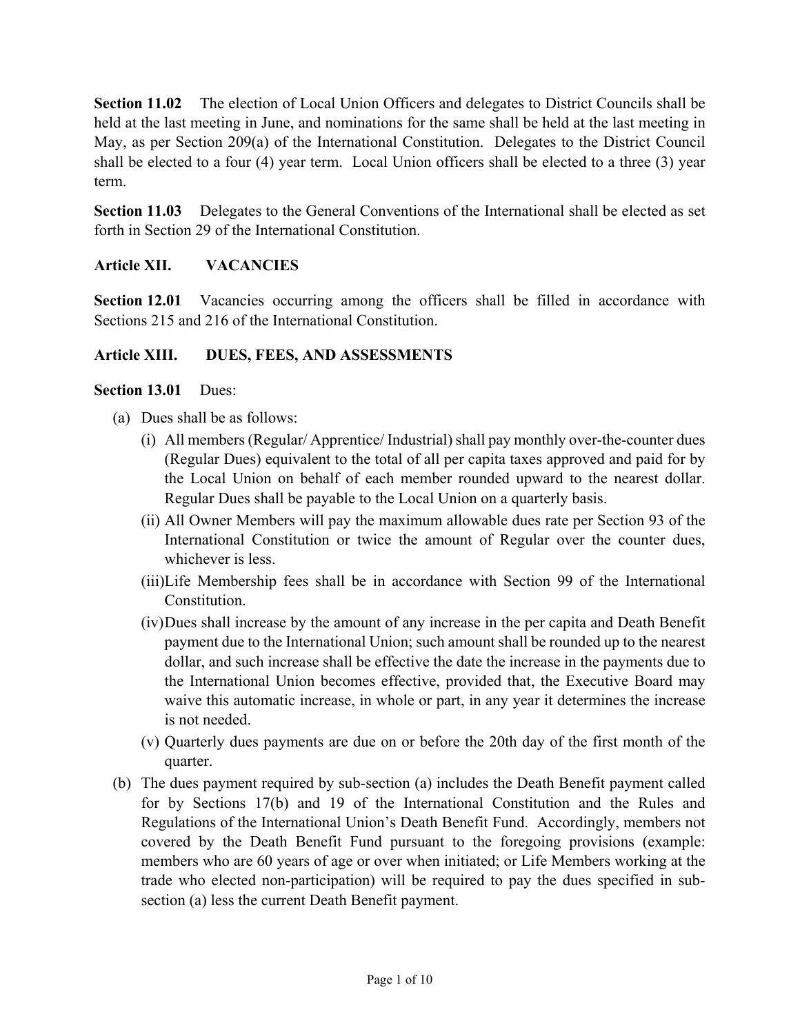**Section 11.02** The election of Local Union Officers and delegates to District Councils shall be held at the last meeting in June, and nominations for the same shall be held at the last meeting in May, as per Section 209(a) of the International Constitution. Delegates to the District Council shall be elected to a four (4) year term. Local Union officers shall be elected to a three (3) year term.

**Section 11.03** Delegates to the General Conventions of the International shall be elected as set forth in Section 29 of the International Constitution.

## Article XII. VACANCIES

**Section 12.01** Vacancies occurring among the officers shall be filled in accordance with Sections 215 and 216 of the International Constitution.

## Article XIII. DUES, FEES, AND ASSESSMENTS

**Section 13.01** Dues:

(a) Dues shall be as follows:

- (i) All members (Regular/ Apprentice/ Industrial) shall pay monthly over-the-counter dues (Regular Dues) equivalent to the total of all per capita taxes approved and paid for by the Local Union on behalf of each member rounded upward to the nearest dollar. Regular Dues shall be payable to the Local Union on a quarterly basis.
- (ii) All Owner Members will pay the maximum allowable dues rate per Section 93 of the International Constitution or twice the amount of Regular over the counter dues, whichever is less.
- (iii) Life Membership fees shall be in accordance with Section 99 of the International Constitution.
- (iv) Dues shall increase by the amount of any increase in the per capita and Death Benefit payment due to the International Union; such amount shall be rounded up to the nearest dollar, and such increase shall be effective the date the increase in the payments due to the International Union becomes effective, provided that, the Executive Board may waive this automatic increase, in whole or part, in any year it determines the increase is not needed.
- (v) Quarterly dues payments are due on or before the 20th day of the first month of the quarter.

(b) The dues payment required by sub-section (a) includes the Death Benefit payment called for by Sections 17(b) and 19 of the International Constitution and the Rules and Regulations of the International Union's Death Benefit Fund. Accordingly, members not covered by the Death Benefit Fund pursuant to the foregoing provisions (example: members who are 60 years of age or over when initiated; or Life Members working at the trade who elected non-participation) will be required to pay the dues specified in sub-section (a) less the current Death Benefit payment.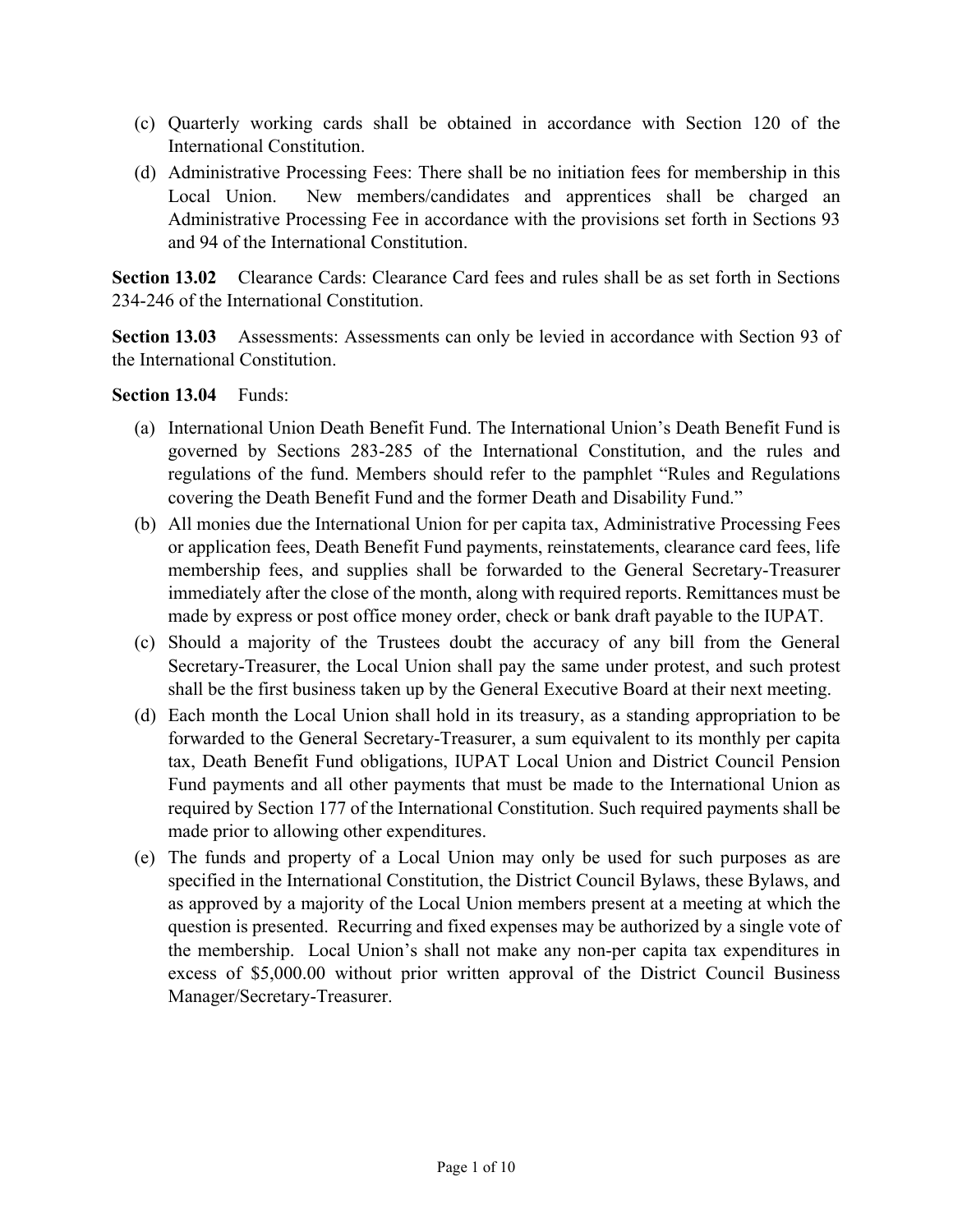(c) Quarterly working cards shall be obtained in accordance with Section 120 of the International Constitution.

(d) Administrative Processing Fees: There shall be no initiation fees for membership in this Local Union. New members/candidates and apprentices shall be charged an Administrative Processing Fee in accordance with the provisions set forth in Sections 93 and 94 of the International Constitution.

**Section 13.02** Clearance Cards: Clearance Card fees and rules shall be as set forth in Sections 234-246 of the International Constitution.

**Section 13.03** Assessments: Assessments can only be levied in accordance with Section 93 of the International Constitution.

**Section 13.04** Funds:

(a) International Union Death Benefit Fund. The International Union's Death Benefit Fund is governed by Sections 283-285 of the International Constitution, and the rules and regulations of the fund. Members should refer to the pamphlet "Rules and Regulations covering the Death Benefit Fund and the former Death and Disability Fund."

(b) All monies due the International Union for per capita tax, Administrative Processing Fees or application fees, Death Benefit Fund payments, reinstatements, clearance card fees, life membership fees, and supplies shall be forwarded to the General Secretary-Treasurer immediately after the close of the month, along with required reports. Remittances must be made by express or post office money order, check or bank draft payable to the IUPAT.

(c) Should a majority of the Trustees doubt the accuracy of any bill from the General Secretary-Treasurer, the Local Union shall pay the same under protest, and such protest shall be the first business taken up by the General Executive Board at their next meeting.

(d) Each month the Local Union shall hold in its treasury, as a standing appropriation to be forwarded to the General Secretary-Treasurer, a sum equivalent to its monthly per capita tax, Death Benefit Fund obligations, IUPAT Local Union and District Council Pension Fund payments and all other payments that must be made to the International Union as required by Section 177 of the International Constitution. Such required payments shall be made prior to allowing other expenditures.

(e) The funds and property of a Local Union may only be used for such purposes as are specified in the International Constitution, the District Council Bylaws, these Bylaws, and as approved by a majority of the Local Union members present at a meeting at which the question is presented. Recurring and fixed expenses may be authorized by a single vote of the membership. Local Union's shall not make any non-per capita tax expenditures in excess of $5,000.00 without prior written approval of the District Council Business Manager/Secretary-Treasurer.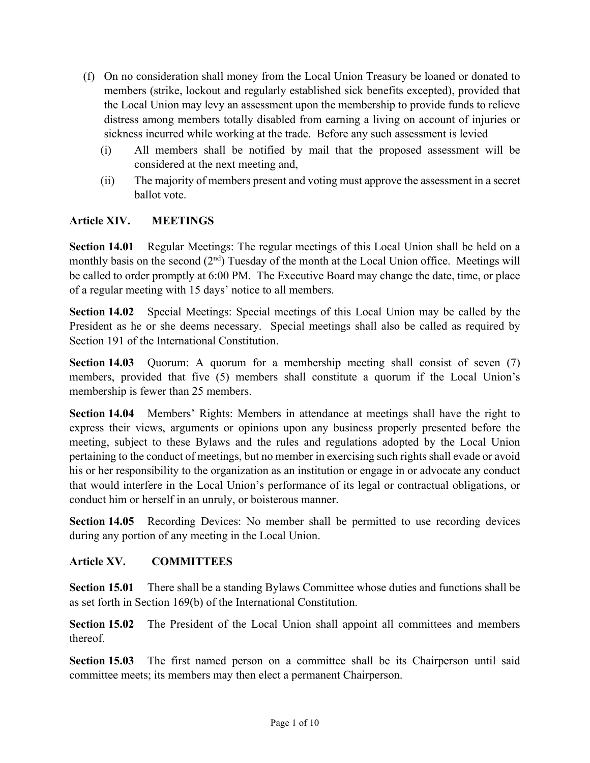(f) On no consideration shall money from the Local Union Treasury be loaned or donated to members (strike, lockout and regularly established sick benefits excepted), provided that the Local Union may levy an assessment upon the membership to provide funds to relieve distress among members totally disabled from earning a living on account of injuries or sickness incurred while working at the trade. Before any such assessment is levied

   (i) All members shall be notified by mail that the proposed assessment will be considered at the next meeting and,

   (ii) The majority of members present and voting must approve the assessment in a secret ballot vote.

## Article XIV. MEETINGS

**Section 14.01** Regular Meetings: The regular meetings of this Local Union shall be held on a monthly basis on the second (2nd) Tuesday of the month at the Local Union office. Meetings will be called to order promptly at 6:00 PM. The Executive Board may change the date, time, or place of a regular meeting with 15 days' notice to all members.

**Section 14.02** Special Meetings: Special meetings of this Local Union may be called by the President as he or she deems necessary. Special meetings shall also be called as required by Section 191 of the International Constitution.

**Section 14.03** Quorum: A quorum for a membership meeting shall consist of seven (7) members, provided that five (5) members shall constitute a quorum if the Local Union's membership is fewer than 25 members.

**Section 14.04** Members' Rights: Members in attendance at meetings shall have the right to express their views, arguments or opinions upon any business properly presented before the meeting, subject to these Bylaws and the rules and regulations adopted by the Local Union pertaining to the conduct of meetings, but no member in exercising such rights shall evade or avoid his or her responsibility to the organization as an institution or engage in or advocate any conduct that would interfere in the Local Union's performance of its legal or contractual obligations, or conduct him or herself in an unruly, or boisterous manner.

**Section 14.05** Recording Devices: No member shall be permitted to use recording devices during any portion of any meeting in the Local Union.

## Article XV. COMMITTEES

**Section 15.01** There shall be a standing Bylaws Committee whose duties and functions shall be as set forth in Section 169(b) of the International Constitution.

**Section 15.02** The President of the Local Union shall appoint all committees and members thereof.

**Section 15.03** The first named person on a committee shall be its Chairperson until said committee meets; its members may then elect a permanent Chairperson.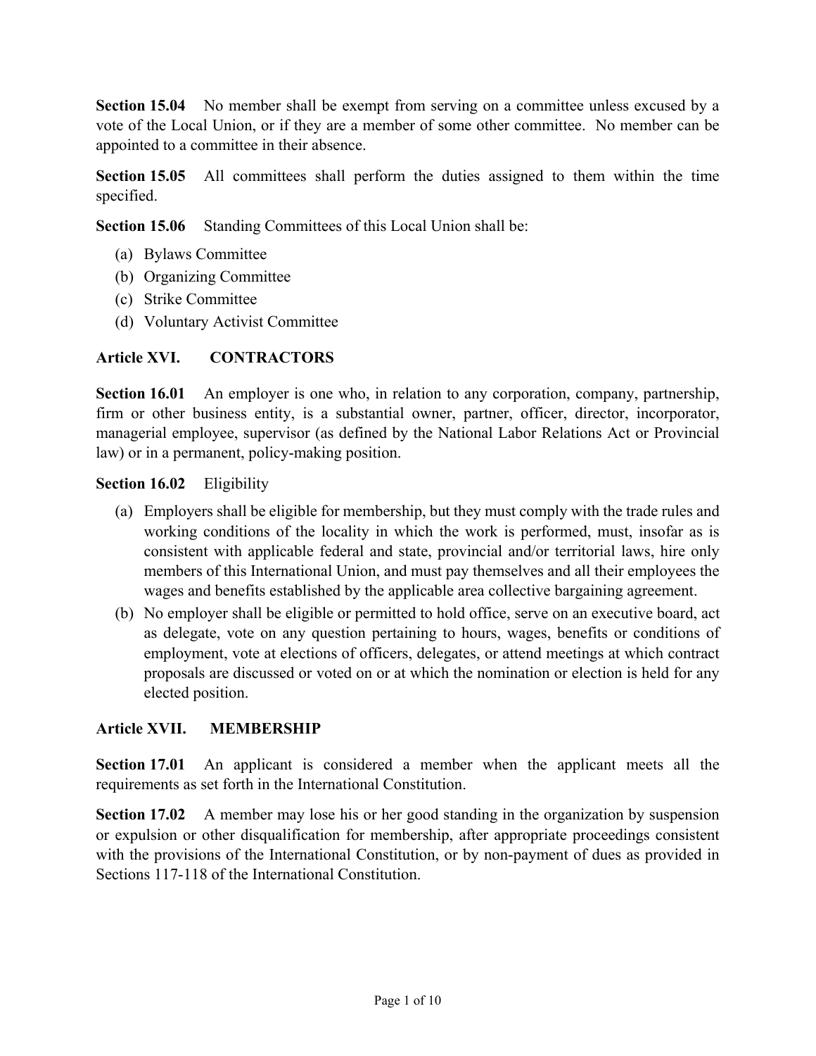**Section 15.04** No member shall be exempt from serving on a committee unless excused by a vote of the Local Union, or if they are a member of some other committee. No member can be appointed to a committee in their absence.

**Section 15.05** All committees shall perform the duties assigned to them within the time specified.

**Section 15.06** Standing Committees of this Local Union shall be:

(a) Bylaws Committee
(b) Organizing Committee
(c) Strike Committee
(d) Voluntary Activist Committee

## Article XVI. CONTRACTORS

**Section 16.01** An employer is one who, in relation to any corporation, company, partnership, firm or other business entity, is a substantial owner, partner, officer, director, incorporator, managerial employee, supervisor (as defined by the National Labor Relations Act or Provincial law) or in a permanent, policy-making position.

**Section 16.02** Eligibility

(a) Employers shall be eligible for membership, but they must comply with the trade rules and working conditions of the locality in which the work is performed, must, insofar as is consistent with applicable federal and state, provincial and/or territorial laws, hire only members of this International Union, and must pay themselves and all their employees the wages and benefits established by the applicable area collective bargaining agreement.

(b) No employer shall be eligible or permitted to hold office, serve on an executive board, act as delegate, vote on any question pertaining to hours, wages, benefits or conditions of employment, vote at elections of officers, delegates, or attend meetings at which contract proposals are discussed or voted on or at which the nomination or election is held for any elected position.

## Article XVII. MEMBERSHIP

**Section 17.01** An applicant is considered a member when the applicant meets all the requirements as set forth in the International Constitution.

**Section 17.02** A member may lose his or her good standing in the organization by suspension or expulsion or other disqualification for membership, after appropriate proceedings consistent with the provisions of the International Constitution, or by non-payment of dues as provided in Sections 117-118 of the International Constitution.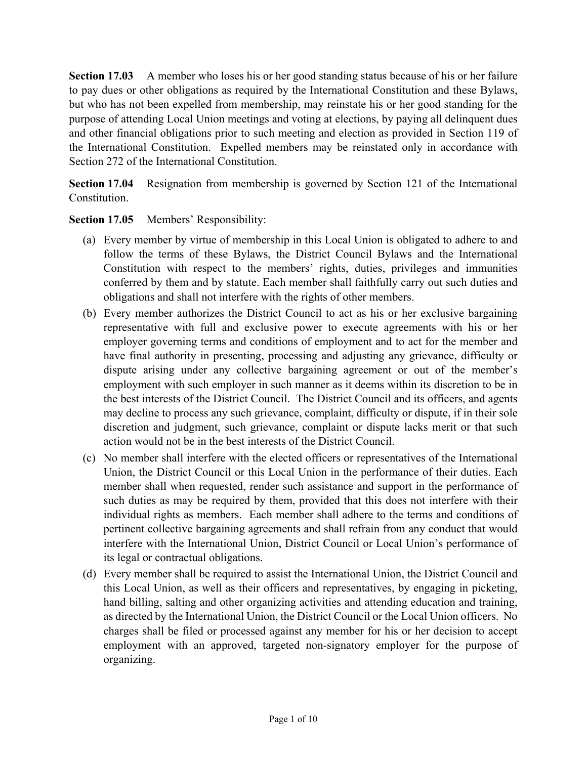**Section 17.03** A member who loses his or her good standing status because of his or her failure to pay dues or other obligations as required by the International Constitution and these Bylaws, but who has not been expelled from membership, may reinstate his or her good standing for the purpose of attending Local Union meetings and voting at elections, by paying all delinquent dues and other financial obligations prior to such meeting and election as provided in Section 119 of the International Constitution. Expelled members may be reinstated only in accordance with Section 272 of the International Constitution.

**Section 17.04** Resignation from membership is governed by Section 121 of the International Constitution.

**Section 17.05** Members' Responsibility:

(a) Every member by virtue of membership in this Local Union is obligated to adhere to and follow the terms of these Bylaws, the District Council Bylaws and the International Constitution with respect to the members' rights, duties, privileges and immunities conferred by them and by statute. Each member shall faithfully carry out such duties and obligations and shall not interfere with the rights of other members.

(b) Every member authorizes the District Council to act as his or her exclusive bargaining representative with full and exclusive power to execute agreements with his or her employer governing terms and conditions of employment and to act for the member and have final authority in presenting, processing and adjusting any grievance, difficulty or dispute arising under any collective bargaining agreement or out of the member's employment with such employer in such manner as it deems within its discretion to be in the best interests of the District Council. The District Council and its officers, and agents may decline to process any such grievance, complaint, difficulty or dispute, if in their sole discretion and judgment, such grievance, complaint or dispute lacks merit or that such action would not be in the best interests of the District Council.

(c) No member shall interfere with the elected officers or representatives of the International Union, the District Council or this Local Union in the performance of their duties. Each member shall when requested, render such assistance and support in the performance of such duties as may be required by them, provided that this does not interfere with their individual rights as members. Each member shall adhere to the terms and conditions of pertinent collective bargaining agreements and shall refrain from any conduct that would interfere with the International Union, District Council or Local Union's performance of its legal or contractual obligations.

(d) Every member shall be required to assist the International Union, the District Council and this Local Union, as well as their officers and representatives, by engaging in picketing, hand billing, salting and other organizing activities and attending education and training, as directed by the International Union, the District Council or the Local Union officers. No charges shall be filed or processed against any member for his or her decision to accept employment with an approved, targeted non-signatory employer for the purpose of organizing.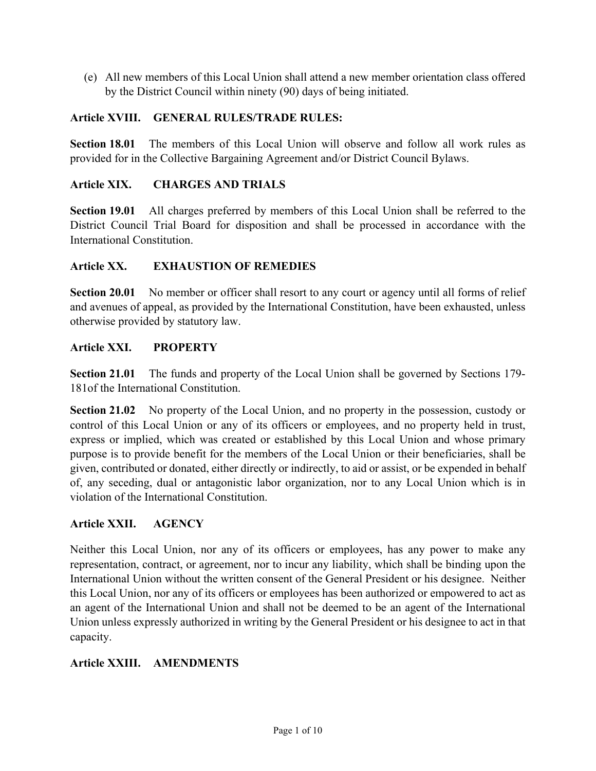(e) All new members of this Local Union shall attend a new member orientation class offered by the District Council within ninety (90) days of being initiated.

## Article XVIII. GENERAL RULES/TRADE RULES:

**Section 18.01** The members of this Local Union will observe and follow all work rules as provided for in the Collective Bargaining Agreement and/or District Council Bylaws.

## Article XIX. CHARGES AND TRIALS

**Section 19.01** All charges preferred by members of this Local Union shall be referred to the District Council Trial Board for disposition and shall be processed in accordance with the International Constitution.

## Article XX. EXHAUSTION OF REMEDIES

**Section 20.01** No member or officer shall resort to any court or agency until all forms of relief and avenues of appeal, as provided by the International Constitution, have been exhausted, unless otherwise provided by statutory law.

## Article XXI. PROPERTY

**Section 21.01** The funds and property of the Local Union shall be governed by Sections 179-181of the International Constitution.

**Section 21.02** No property of the Local Union, and no property in the possession, custody or control of this Local Union or any of its officers or employees, and no property held in trust, express or implied, which was created or established by this Local Union and whose primary purpose is to provide benefit for the members of the Local Union or their beneficiaries, shall be given, contributed or donated, either directly or indirectly, to aid or assist, or be expended in behalf of, any seceding, dual or antagonistic labor organization, nor to any Local Union which is in violation of the International Constitution.

## Article XXII. AGENCY

Neither this Local Union, nor any of its officers or employees, has any power to make any representation, contract, or agreement, nor to incur any liability, which shall be binding upon the International Union without the written consent of the General President or his designee. Neither this Local Union, nor any of its officers or employees has been authorized or empowered to act as an agent of the International Union and shall not be deemed to be an agent of the International Union unless expressly authorized in writing by the General President or his designee to act in that capacity.

## Article XXIII. AMENDMENTS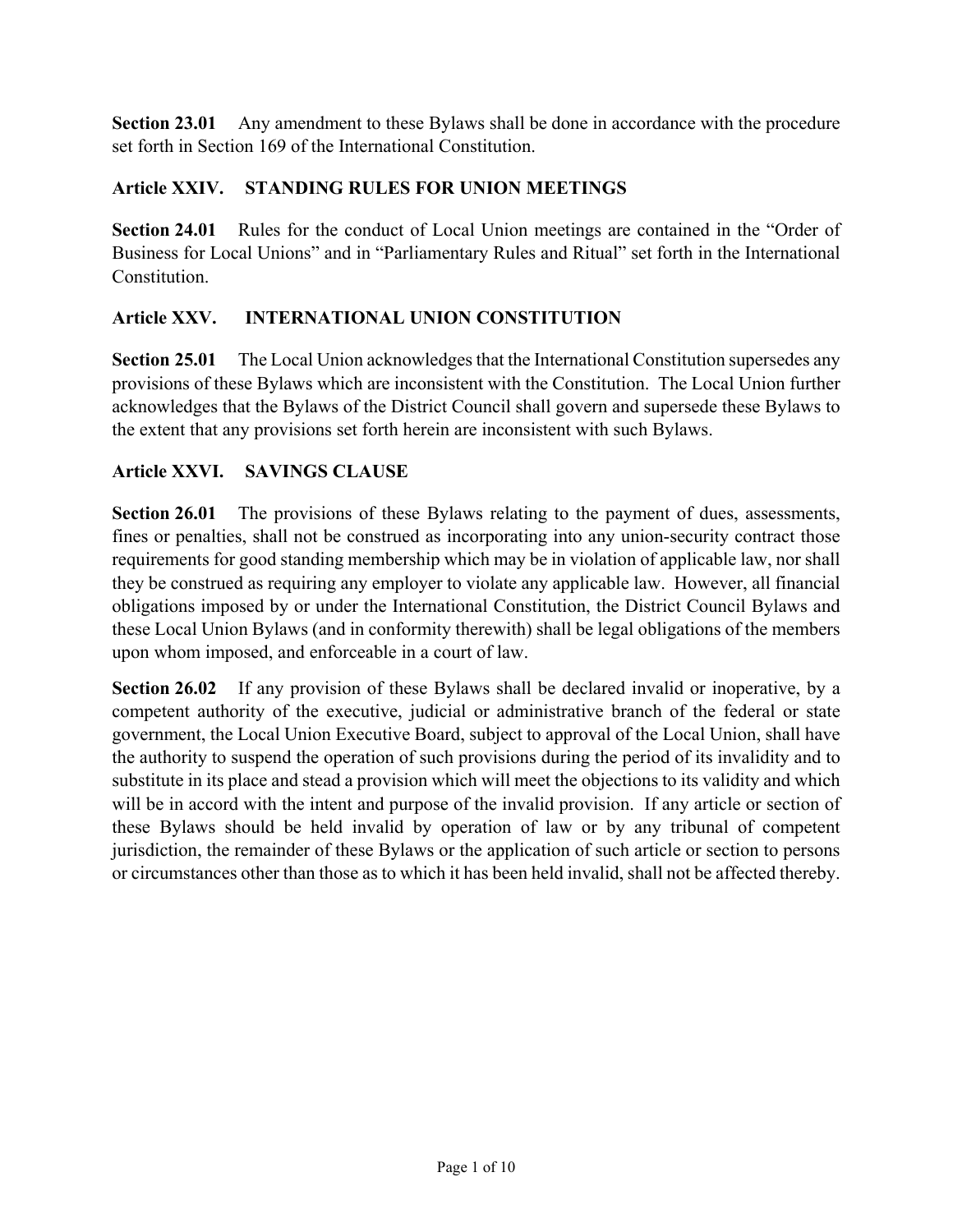**Section 23.01** Any amendment to these Bylaws shall be done in accordance with the procedure set forth in Section 169 of the International Constitution.

## Article XXIV. STANDING RULES FOR UNION MEETINGS

**Section 24.01** Rules for the conduct of Local Union meetings are contained in the "Order of Business for Local Unions" and in "Parliamentary Rules and Ritual" set forth in the International Constitution.

## Article XXV. INTERNATIONAL UNION CONSTITUTION

**Section 25.01** The Local Union acknowledges that the International Constitution supersedes any provisions of these Bylaws which are inconsistent with the Constitution. The Local Union further acknowledges that the Bylaws of the District Council shall govern and supersede these Bylaws to the extent that any provisions set forth herein are inconsistent with such Bylaws.

## Article XXVI. SAVINGS CLAUSE

**Section 26.01** The provisions of these Bylaws relating to the payment of dues, assessments, fines or penalties, shall not be construed as incorporating into any union-security contract those requirements for good standing membership which may be in violation of applicable law, nor shall they be construed as requiring any employer to violate any applicable law. However, all financial obligations imposed by or under the International Constitution, the District Council Bylaws and these Local Union Bylaws (and in conformity therewith) shall be legal obligations of the members upon whom imposed, and enforceable in a court of law.

**Section 26.02** If any provision of these Bylaws shall be declared invalid or inoperative, by a competent authority of the executive, judicial or administrative branch of the federal or state government, the Local Union Executive Board, subject to approval of the Local Union, shall have the authority to suspend the operation of such provisions during the period of its invalidity and to substitute in its place and stead a provision which will meet the objections to its validity and which will be in accord with the intent and purpose of the invalid provision. If any article or section of these Bylaws should be held invalid by operation of law or by any tribunal of competent jurisdiction, the remainder of these Bylaws or the application of such article or section to persons or circumstances other than those as to which it has been held invalid, shall not be affected thereby.